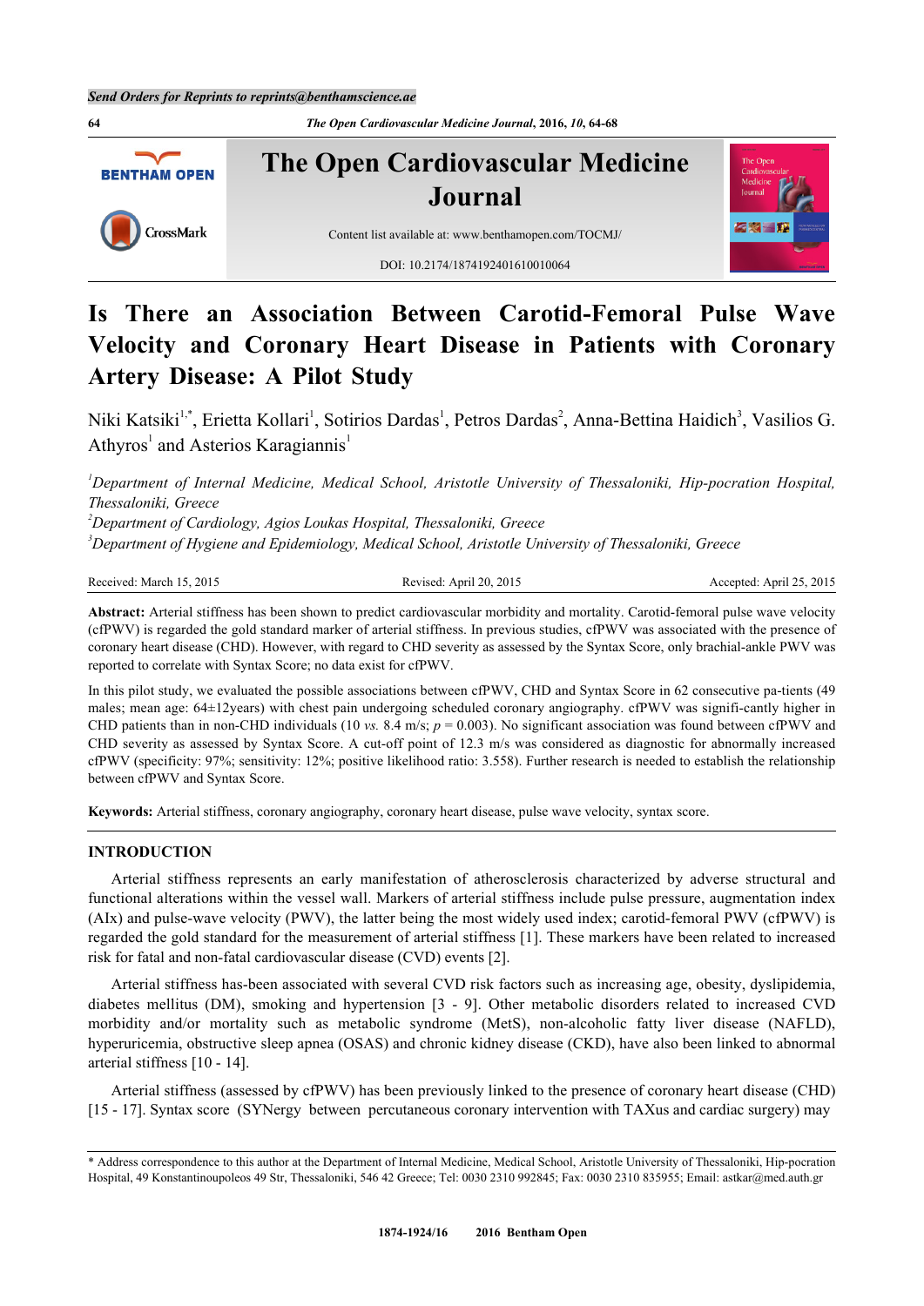# Is There an Association Between Carotid-Femoral Pulse Wave Velocity and Coronary Heart Disease in Patients with Coronary Artery Disease: A Pilot Study

Niki Katsiki[1,*], Erietta Kollari[1], Sotirios Dardas[1], Petros Dardas[2], Anna-Bettina Haidich[3], Vasilios G. Athyros[1] and Asterios Karagiannis[1]

[1]*Department of Internal Medicine, Medical School, Aristotle University of Thessaloniki, Hip-pocration Hospital, Thessaloniki, Greece*

[2]*Department of Cardiology, Agios Loukas Hospital, Thessaloniki, Greece*

[3]*Department of Hygiene and Epidemiology, Medical School, Aristotle University of Thessaloniki, Greece*

Received: March 15, 2015 | Revised: April 20, 2015 | Accepted: April 25, 2015

**Abstract:** Arterial stiffness has been shown to predict cardiovascular morbidity and mortality. Carotid-femoral pulse wave velocity (cfPWV) is regarded the gold standard marker of arterial stiffness. In previous studies, cfPWV was associated with the presence of coronary heart disease (CHD). However, with regard to CHD severity as assessed by the Syntax Score, only brachial-ankle PWV was reported to correlate with Syntax Score; no data exist for cfPWV.

In this pilot study, we evaluated the possible associations between cfPWV, CHD and Syntax Score in 62 consecutive pa-tients (49 males; mean age: 64±12years) with chest pain undergoing scheduled coronary angiography. cfPWV was signifi-cantly higher in CHD patients than in non-CHD individuals (10 *vs.* 8.4 m/s; $p = 0.003$). No significant association was found between cfPWV and CHD severity as assessed by Syntax Score. A cut-off point of 12.3 m/s was considered as diagnostic for abnormally increased cfPWV (specificity: 97%; sensitivity: 12%; positive likelihood ratio: 3.558). Further research is needed to establish the relationship between cfPWV and Syntax Score.

**Keywords:** Arterial stiffness, coronary angiography, coronary heart disease, pulse wave velocity, syntax score.

## INTRODUCTION

Arterial stiffness represents an early manifestation of atherosclerosis characterized by adverse structural and functional alterations within the vessel wall. Markers of arterial stiffness include pulse pressure, augmentation index (AIx) and pulse-wave velocity (PWV), the latter being the most widely used index; carotid-femoral PWV (cfPWV) is regarded the gold standard for the measurement of arterial stiffness [1]. These markers have been related to increased risk for fatal and non-fatal cardiovascular disease (CVD) events [2].

Arterial stiffness has-been associated with several CVD risk factors such as increasing age, obesity, dyslipidemia, diabetes mellitus (DM), smoking and hypertension [3 - 9]. Other metabolic disorders related to increased CVD morbidity and/or mortality such as metabolic syndrome (MetS), non-alcoholic fatty liver disease (NAFLD), hyperuricemia, obstructive sleep apnea (OSAS) and chronic kidney disease (CKD), have also been linked to abnormal arterial stiffness [10 - 14].

Arterial stiffness (assessed by cfPWV) has been previously linked to the presence of coronary heart disease (CHD) [15 - 17]. Syntax score (SYNergy between percutaneous coronary intervention with TAXus and cardiac surgery) may

\* Address correspondence to this author at the Department of Internal Medicine, Medical School, Aristotle University of Thessaloniki, Hip-pocration Hospital, 49 Konstantinoupoleos 49 Str, Thessaloniki, 546 42 Greece; Tel: 0030 2310 992845; Fax: 0030 2310 835955; Email: astkar@med.auth.gr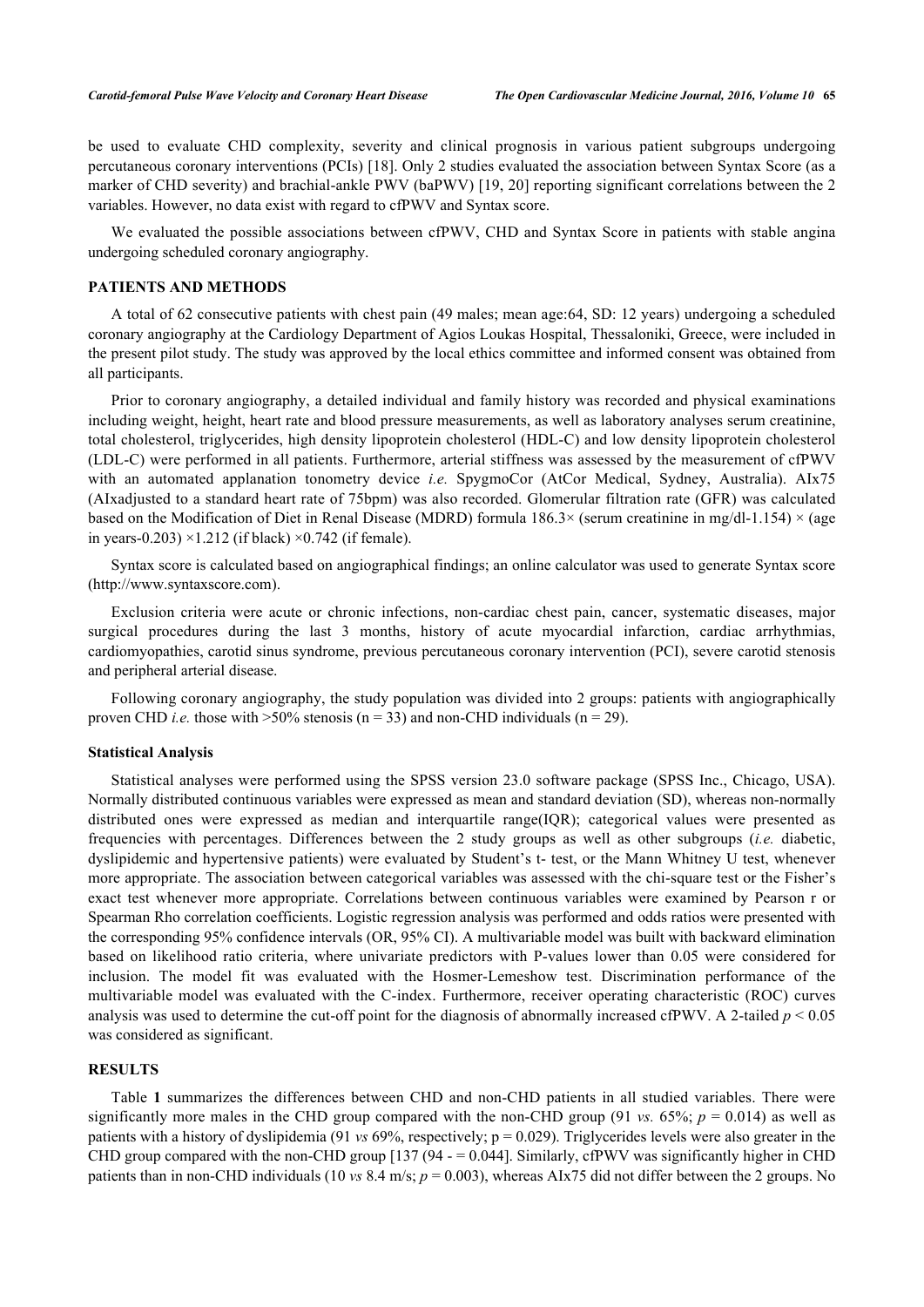be used to evaluate CHD complexity, severity and clinical prognosis in various patient subgroups undergoing percutaneous coronary interventions (PCIs) [18]. Only 2 studies evaluated the association between Syntax Score (as a marker of CHD severity) and brachial-ankle PWV (baPWV) [19, 20] reporting significant correlations between the 2 variables. However, no data exist with regard to cfPWV and Syntax score.

We evaluated the possible associations between cfPWV, CHD and Syntax Score in patients with stable angina undergoing scheduled coronary angiography.

## PATIENTS AND METHODS

A total of 62 consecutive patients with chest pain (49 males; mean age:64, SD: 12 years) undergoing a scheduled coronary angiography at the Cardiology Department of Agios Loukas Hospital, Thessaloniki, Greece, were included in the present pilot study. The study was approved by the local ethics committee and informed consent was obtained from all participants.

Prior to coronary angiography, a detailed individual and family history was recorded and physical examinations including weight, height, heart rate and blood pressure measurements, as well as laboratory analyses serum creatinine, total cholesterol, triglycerides, high density lipoprotein cholesterol (HDL-C) and low density lipoprotein cholesterol (LDL-C) were performed in all patients. Furthermore, arterial stiffness was assessed by the measurement of cfPWV with an automated applanation tonometry device *i.e.* SpygmoCor (AtCor Medical, Sydney, Australia). AIx75 (AIxadjusted to a standard heart rate of 75bpm) was also recorded. Glomerular filtration rate (GFR) was calculated based on the Modification of Diet in Renal Disease (MDRD) formula 186.3× (serum creatinine in mg/dl-1.154) × (age in years-0.203) ×1.212 (if black) ×0.742 (if female).

Syntax score is calculated based on angiographical findings; an online calculator was used to generate Syntax score (http://www.syntaxscore.com).

Exclusion criteria were acute or chronic infections, non-cardiac chest pain, cancer, systematic diseases, major surgical procedures during the last 3 months, history of acute myocardial infarction, cardiac arrhythmias, cardiomyopathies, carotid sinus syndrome, previous percutaneous coronary intervention (PCI), severe carotid stenosis and peripheral arterial disease.

Following coronary angiography, the study population was divided into 2 groups: patients with angiographically proven CHD *i.e.* those with >50% stenosis (n = 33) and non-CHD individuals (n = 29).

### Statistical Analysis

Statistical analyses were performed using the SPSS version 23.0 software package (SPSS Inc., Chicago, USA). Normally distributed continuous variables were expressed as mean and standard deviation (SD), whereas non-normally distributed ones were expressed as median and interquartile range(IQR); categorical values were presented as frequencies with percentages. Differences between the 2 study groups as well as other subgroups (*i.e.* diabetic, dyslipidemic and hypertensive patients) were evaluated by Student's t- test, or the Mann Whitney U test, whenever more appropriate. The association between categorical variables was assessed with the chi-square test or the Fisher's exact test whenever more appropriate. Correlations between continuous variables were examined by Pearson r or Spearman Rho correlation coefficients. Logistic regression analysis was performed and odds ratios were presented with the corresponding 95% confidence intervals (OR, 95% CI). A multivariable model was built with backward elimination based on likelihood ratio criteria, where univariate predictors with P-values lower than 0.05 were considered for inclusion. The model fit was evaluated with the Hosmer-Lemeshow test. Discrimination performance of the multivariable model was evaluated with the C-index. Furthermore, receiver operating characteristic (ROC) curves analysis was used to determine the cut-off point for the diagnosis of abnormally increased cfPWV. A 2-tailed $p < 0.05$ was considered as significant.

## RESULTS

Table **1** summarizes the differences between CHD and non-CHD patients in all studied variables. There were significantly more males in the CHD group compared with the non-CHD group (91 *vs.* 65%; $p = 0.014$) as well as patients with a history of dyslipidemia (91 *vs* 69%, respectively; p = 0.029). Triglycerides levels were also greater in the CHD group compared with the non-CHD group [137 (94 - = 0.044]. Similarly, cfPWV was significantly higher in CHD patients than in non-CHD individuals (10 *vs* 8.4 m/s; $p = 0.003$), whereas AIx75 did not differ between the 2 groups. No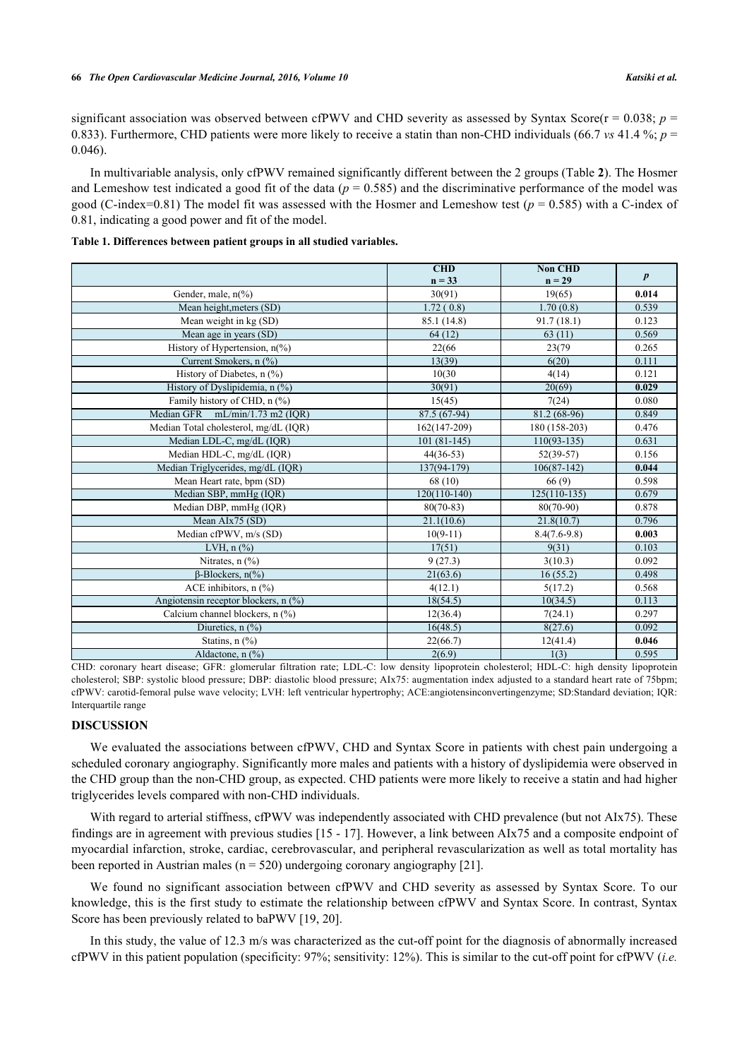significant association was observed between cfPWV and CHD severity as assessed by Syntax Score(r = 0.038; $p$ = 0.833). Furthermore, CHD patients were more likely to receive a statin than non-CHD individuals (66.7 *vs* 41.4 %; $p$ = 0.046).

In multivariable analysis, only cfPWV remained significantly different between the 2 groups (Table **2**). The Hosmer and Lemeshow test indicated a good fit of the data ($p$ = 0.585) and the discriminative performance of the model was good (C-index=0.81) The model fit was assessed with the Hosmer and Lemeshow test ($p$ = 0.585) with a C-index of 0.81, indicating a good power and fit of the model.

**Table 1. Differences between patient groups in all studied variables.**

| | CHD n = 33 | Non CHD n = 29 | *p* |
|---|---|---|---|
| Gender, male, n(%) | 30(91) | 19(65) | **0.014** |
| Mean height,meters (SD) | 1.72 ( 0.8) | 1.70 (0.8) | 0.539 |
| Mean weight in kg (SD) | 85.1 (14.8) | 91.7 (18.1) | 0.123 |
| Mean age in years (SD) | 64 (12) | 63 (11) | 0.569 |
| History of Hypertension, n(%) | 22(66 | 23(79 | 0.265 |
| Current Smokers, n (%) | 13(39) | 6(20) | 0.111 |
| History of Diabetes, n (%) | 10(30 | 4(14) | 0.121 |
| History of Dyslipidemia, n (%) | 30(91) | 20(69) | **0.029** |
| Family history of CHD, n (%) | 15(45) | 7(24) | 0.080 |
| Median GFR mL/min/1.73 m2 (IQR) | 87.5 (67-94) | 81.2 (68-96) | 0.849 |
| Median Total cholesterol, mg/dL (IQR) | 162(147-209) | 180 (158-203) | 0.476 |
| Median LDL-C, mg/dL (IQR) | 101 (81-145) | 110(93-135) | 0.631 |
| Median HDL-C, mg/dL (IQR) | 44(36-53) | 52(39-57) | 0.156 |
| Median Triglycerides, mg/dL (IQR) | 137(94-179) | 106(87-142) | **0.044** |
| Mean Heart rate, bpm (SD) | 68 (10) | 66 (9) | 0.598 |
| Median SBP, mmHg (IQR) | 120(110-140) | 125(110-135) | 0.679 |
| Median DBP, mmHg (IQR) | 80(70-83) | 80(70-90) | 0.878 |
| Mean AIx75 (SD) | 21.1(10.6) | 21.8(10.7) | 0.796 |
| Median cfPWV, m/s (SD) | 10(9-11) | 8.4(7.6-9.8) | **0.003** |
| LVH, n (%) | 17(51) | 9(31) | 0.103 |
| Nitrates, n (%) | 9 (27.3) | 3(10.3) | 0.092 |
| β-Blockers, n(%) | 21(63.6) | 16 (55.2) | 0.498 |
| ACE inhibitors, n (%) | 4(12.1) | 5(17.2) | 0.568 |
| Angiotensin receptor blockers, n (%) | 18(54.5) | 10(34.5) | 0.113 |
| Calcium channel blockers, n (%) | 12(36.4) | 7(24.1) | 0.297 |
| Diuretics, n (%) | 16(48.5) | 8(27.6) | 0.092 |
| Statins, n (%) | 22(66.7) | 12(41.4) | **0.046** |
| Aldactone, n (%) | 2(6.9) | 1(3) | 0.595 |

CHD: coronary heart disease; GFR: glomerular filtration rate; LDL-C: low density lipoprotein cholesterol; HDL-C: high density lipoprotein cholesterol; SBP: systolic blood pressure; DBP: diastolic blood pressure; AIx75: augmentation index adjusted to a standard heart rate of 75bpm; cfPWV: carotid-femoral pulse wave velocity; LVH: left ventricular hypertrophy; ACE:angiotensinconvertingenzyme; SD:Standard deviation; IQR: Interquartile range

## DISCUSSION

We evaluated the associations between cfPWV, CHD and Syntax Score in patients with chest pain undergoing a scheduled coronary angiography. Significantly more males and patients with a history of dyslipidemia were observed in the CHD group than the non-CHD group, as expected. CHD patients were more likely to receive a statin and had higher triglycerides levels compared with non-CHD individuals.

With regard to arterial stiffness, cfPWV was independently associated with CHD prevalence (but not AIx75). These findings are in agreement with previous studies [15 - 17]. However, a link between AIx75 and a composite endpoint of myocardial infarction, stroke, cardiac, cerebrovascular, and peripheral revascularization as well as total mortality has been reported in Austrian males (n = 520) undergoing coronary angiography [21].

We found no significant association between cfPWV and CHD severity as assessed by Syntax Score. To our knowledge, this is the first study to estimate the relationship between cfPWV and Syntax Score. In contrast, Syntax Score has been previously related to baPWV [19, 20].

In this study, the value of 12.3 m/s was characterized as the cut-off point for the diagnosis of abnormally increased cfPWV in this patient population (specificity: 97%; sensitivity: 12%). This is similar to the cut-off point for cfPWV (*i.e.*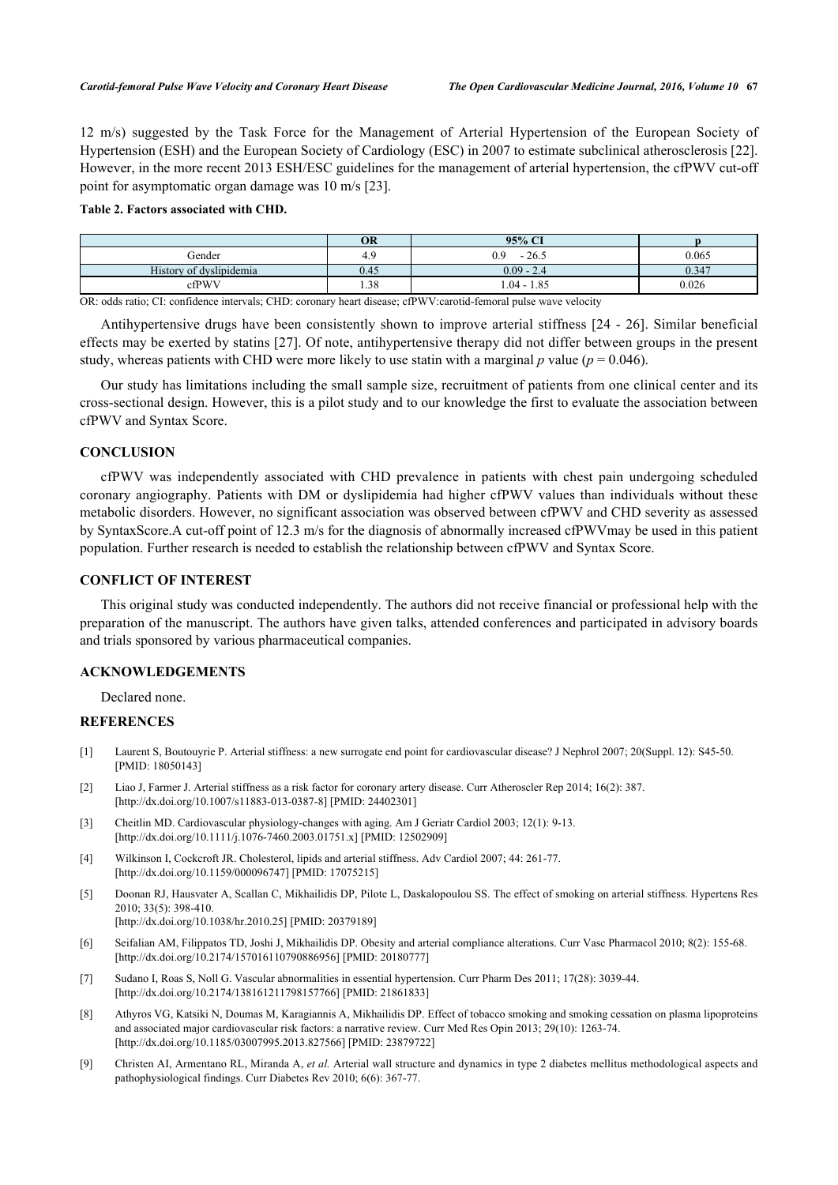12 m/s) suggested by the Task Force for the Management of Arterial Hypertension of the European Society of Hypertension (ESH) and the European Society of Cardiology (ESC) in 2007 to estimate subclinical atherosclerosis [22]. However, in the more recent 2013 ESH/ESC guidelines for the management of arterial hypertension, the cfPWV cut-off point for asymptomatic organ damage was 10 m/s [23].

**Table 2. Factors associated with CHD.**

| | OR | 95% CI | p |
|---|---|---|---|
| Gender | 4.9 | 0.9 - 26.5 | 0.065 |
| History of dyslipidemia | 0.45 | 0.09 - 2.4 | 0.347 |
| cfPWV | 1.38 | 1.04 - 1.85 | 0.026 |

OR: odds ratio; CI: confidence intervals; CHD: coronary heart disease; cfPWV:carotid-femoral pulse wave velocity

Antihypertensive drugs have been consistently shown to improve arterial stiffness [24 - 26]. Similar beneficial effects may be exerted by statins [27]. Of note, antihypertensive therapy did not differ between groups in the present study, whereas patients with CHD were more likely to use statin with a marginal *p* value ($p = 0.046$).

Our study has limitations including the small sample size, recruitment of patients from one clinical center and its cross-sectional design. However, this is a pilot study and to our knowledge the first to evaluate the association between cfPWV and Syntax Score.

## CONCLUSION

cfPWV was independently associated with CHD prevalence in patients with chest pain undergoing scheduled coronary angiography. Patients with DM or dyslipidemia had higher cfPWV values than individuals without these metabolic disorders. However, no significant association was observed between cfPWV and CHD severity as assessed by SyntaxScore.A cut-off point of 12.3 m/s for the diagnosis of abnormally increased cfPWVmay be used in this patient population. Further research is needed to establish the relationship between cfPWV and Syntax Score.

## CONFLICT OF INTEREST

This original study was conducted independently. The authors did not receive financial or professional help with the preparation of the manuscript. The authors have given talks, attended conferences and participated in advisory boards and trials sponsored by various pharmaceutical companies.

## ACKNOWLEDGEMENTS

Declared none.

## REFERENCES

[1] Laurent S, Boutouyrie P. Arterial stiffness: a new surrogate end point for cardiovascular disease? J Nephrol 2007; 20(Suppl. 12): S45-50. [PMID: 18050143]

[2] Liao J, Farmer J. Arterial stiffness as a risk factor for coronary artery disease. Curr Atheroscler Rep 2014; 16(2): 387. [http://dx.doi.org/10.1007/s11883-013-0387-8] [PMID: 24402301]

[3] Cheitlin MD. Cardiovascular physiology-changes with aging. Am J Geriatr Cardiol 2003; 12(1): 9-13. [http://dx.doi.org/10.1111/j.1076-7460.2003.01751.x] [PMID: 12502909]

[4] Wilkinson I, Cockcroft JR. Cholesterol, lipids and arterial stiffness. Adv Cardiol 2007; 44: 261-77. [http://dx.doi.org/10.1159/000096747] [PMID: 17075215]

[5] Doonan RJ, Hausvater A, Scallan C, Mikhailidis DP, Pilote L, Daskalopoulou SS. The effect of smoking on arterial stiffness. Hypertens Res 2010; 33(5): 398-410. [http://dx.doi.org/10.1038/hr.2010.25] [PMID: 20379189]

[6] Seifalian AM, Filippatos TD, Joshi J, Mikhailidis DP. Obesity and arterial compliance alterations. Curr Vasc Pharmacol 2010; 8(2): 155-68. [http://dx.doi.org/10.2174/157016110790886956] [PMID: 20180777]

[7] Sudano I, Roas S, Noll G. Vascular abnormalities in essential hypertension. Curr Pharm Des 2011; 17(28): 3039-44. [http://dx.doi.org/10.2174/138161211798157766] [PMID: 21861833]

[8] Athyros VG, Katsiki N, Doumas M, Karagiannis A, Mikhailidis DP. Effect of tobacco smoking and smoking cessation on plasma lipoproteins and associated major cardiovascular risk factors: a narrative review. Curr Med Res Opin 2013; 29(10): 1263-74. [http://dx.doi.org/10.1185/03007995.2013.827566] [PMID: 23879722]

[9] Christen AI, Armentano RL, Miranda A, *et al.* Arterial wall structure and dynamics in type 2 diabetes mellitus methodological aspects and pathophysiological findings. Curr Diabetes Rev 2010; 6(6): 367-77.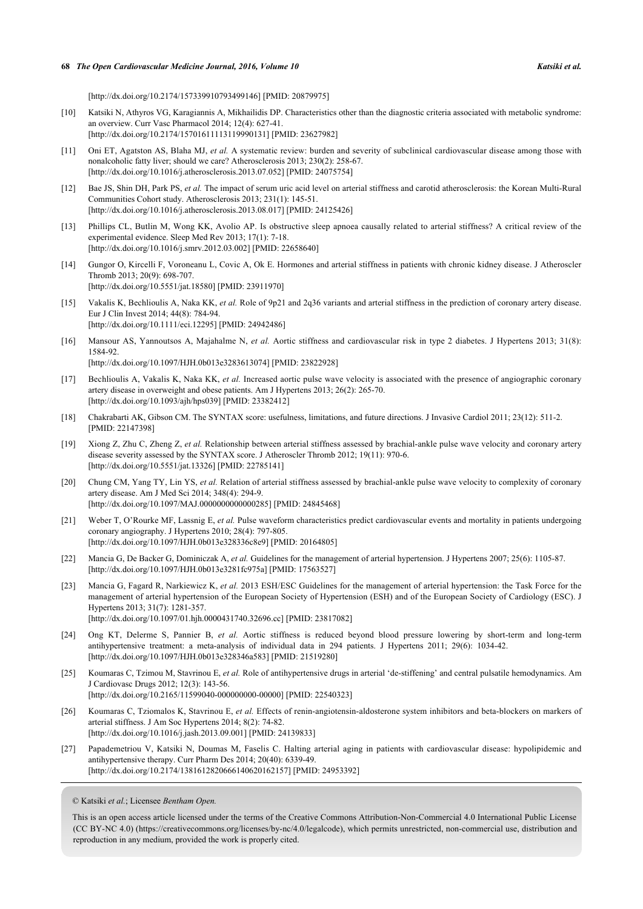[http://dx.doi.org/10.2174/157339910793499146] [PMID: 20879975]

[10] Katsiki N, Athyros VG, Karagiannis A, Mikhailidis DP. Characteristics other than the diagnostic criteria associated with metabolic syndrome: an overview. Curr Vasc Pharmacol 2014; 12(4): 627-41.
[http://dx.doi.org/10.2174/15701611113119990131] [PMID: 23627982]

[11] Oni ET, Agatston AS, Blaha MJ, *et al.* A systematic review: burden and severity of subclinical cardiovascular disease among those with nonalcoholic fatty liver; should we care? Atherosclerosis 2013; 230(2): 258-67.
[http://dx.doi.org/10.1016/j.atherosclerosis.2013.07.052] [PMID: 24075754]

[12] Bae JS, Shin DH, Park PS, *et al.* The impact of serum uric acid level on arterial stiffness and carotid atherosclerosis: the Korean Multi-Rural Communities Cohort study. Atherosclerosis 2013; 231(1): 145-51.
[http://dx.doi.org/10.1016/j.atherosclerosis.2013.08.017] [PMID: 24125426]

[13] Phillips CL, Butlin M, Wong KK, Avolio AP. Is obstructive sleep apnoea causally related to arterial stiffness? A critical review of the experimental evidence. Sleep Med Rev 2013; 17(1): 7-18.
[http://dx.doi.org/10.1016/j.smrv.2012.03.002] [PMID: 22658640]

[14] Gungor O, Kircelli F, Voroneanu L, Covic A, Ok E. Hormones and arterial stiffness in patients with chronic kidney disease. J Atheroscler Thromb 2013; 20(9): 698-707.
[http://dx.doi.org/10.5551/jat.18580] [PMID: 23911970]

[15] Vakalis K, Bechlioulis A, Naka KK, *et al.* Role of 9p21 and 2q36 variants and arterial stiffness in the prediction of coronary artery disease. Eur J Clin Invest 2014; 44(8): 784-94.
[http://dx.doi.org/10.1111/eci.12295] [PMID: 24942486]

[16] Mansour AS, Yannoutsos A, Majahalme N, *et al.* Aortic stiffness and cardiovascular risk in type 2 diabetes. J Hypertens 2013; 31(8): 1584-92.
[http://dx.doi.org/10.1097/HJH.0b013e3283613074] [PMID: 23822928]

[17] Bechlioulis A, Vakalis K, Naka KK, *et al.* Increased aortic pulse wave velocity is associated with the presence of angiographic coronary artery disease in overweight and obese patients. Am J Hypertens 2013; 26(2): 265-70.
[http://dx.doi.org/10.1093/ajh/hps039] [PMID: 23382412]

[18] Chakrabarti AK, Gibson CM. The SYNTAX score: usefulness, limitations, and future directions. J Invasive Cardiol 2011; 23(12): 511-2. [PMID: 22147398]

[19] Xiong Z, Zhu C, Zheng Z, *et al.* Relationship between arterial stiffness assessed by brachial-ankle pulse wave velocity and coronary artery disease severity assessed by the SYNTAX score. J Atheroscler Thromb 2012; 19(11): 970-6.
[http://dx.doi.org/10.5551/jat.13326] [PMID: 22785141]

[20] Chung CM, Yang TY, Lin YS, *et al.* Relation of arterial stiffness assessed by brachial-ankle pulse wave velocity to complexity of coronary artery disease. Am J Med Sci 2014; 348(4): 294-9.
[http://dx.doi.org/10.1097/MAJ.0000000000000285] [PMID: 24845468]

[21] Weber T, O'Rourke MF, Lassnig E, *et al.* Pulse waveform characteristics predict cardiovascular events and mortality in patients undergoing coronary angiography. J Hypertens 2010; 28(4): 797-805.
[http://dx.doi.org/10.1097/HJH.0b013e328336c8e9] [PMID: 20164805]

[22] Mancia G, De Backer G, Dominiczak A, *et al.* Guidelines for the management of arterial hypertension. J Hypertens 2007; 25(6): 1105-87.
[http://dx.doi.org/10.1097/HJH.0b013e3281fc975a] [PMID: 17563527]

[23] Mancia G, Fagard R, Narkiewicz K, *et al.* 2013 ESH/ESC Guidelines for the management of arterial hypertension: the Task Force for the management of arterial hypertension of the European Society of Hypertension (ESH) and of the European Society of Cardiology (ESC). J Hypertens 2013; 31(7): 1281-357.
[http://dx.doi.org/10.1097/01.hjh.0000431740.32696.cc] [PMID: 23817082]

[24] Ong KT, Delerme S, Pannier B, *et al.* Aortic stiffness is reduced beyond blood pressure lowering by short-term and long-term antihypertensive treatment: a meta-analysis of individual data in 294 patients. J Hypertens 2011; 29(6): 1034-42.
[http://dx.doi.org/10.1097/HJH.0b013e328346a583] [PMID: 21519280]

[25] Koumaras C, Tzimou M, Stavrinou E, *et al.* Role of antihypertensive drugs in arterial 'de-stiffening' and central pulsatile hemodynamics. Am J Cardiovasc Drugs 2012; 12(3): 143-56.
[http://dx.doi.org/10.2165/11599040-000000000-00000] [PMID: 22540323]

[26] Koumaras C, Tziomalos K, Stavrinou E, *et al.* Effects of renin-angiotensin-aldosterone system inhibitors and beta-blockers on markers of arterial stiffness. J Am Soc Hypertens 2014; 8(2): 74-82.
[http://dx.doi.org/10.1016/j.jash.2013.09.001] [PMID: 24139833]

[27] Papademetriou V, Katsiki N, Doumas M, Faselis C. Halting arterial aging in patients with cardiovascular disease: hypolipidemic and antihypertensive therapy. Curr Pharm Des 2014; 20(40): 6339-49.
[http://dx.doi.org/10.2174/1381612820666140620162157] [PMID: 24953392]

© Katsiki *et al.*; Licensee *Bentham Open.*

This is an open access article licensed under the terms of the Creative Commons Attribution-Non-Commercial 4.0 International Public License (CC BY-NC 4.0) (https://creativecommons.org/licenses/by-nc/4.0/legalcode), which permits unrestricted, non-commercial use, distribution and reproduction in any medium, provided the work is properly cited.